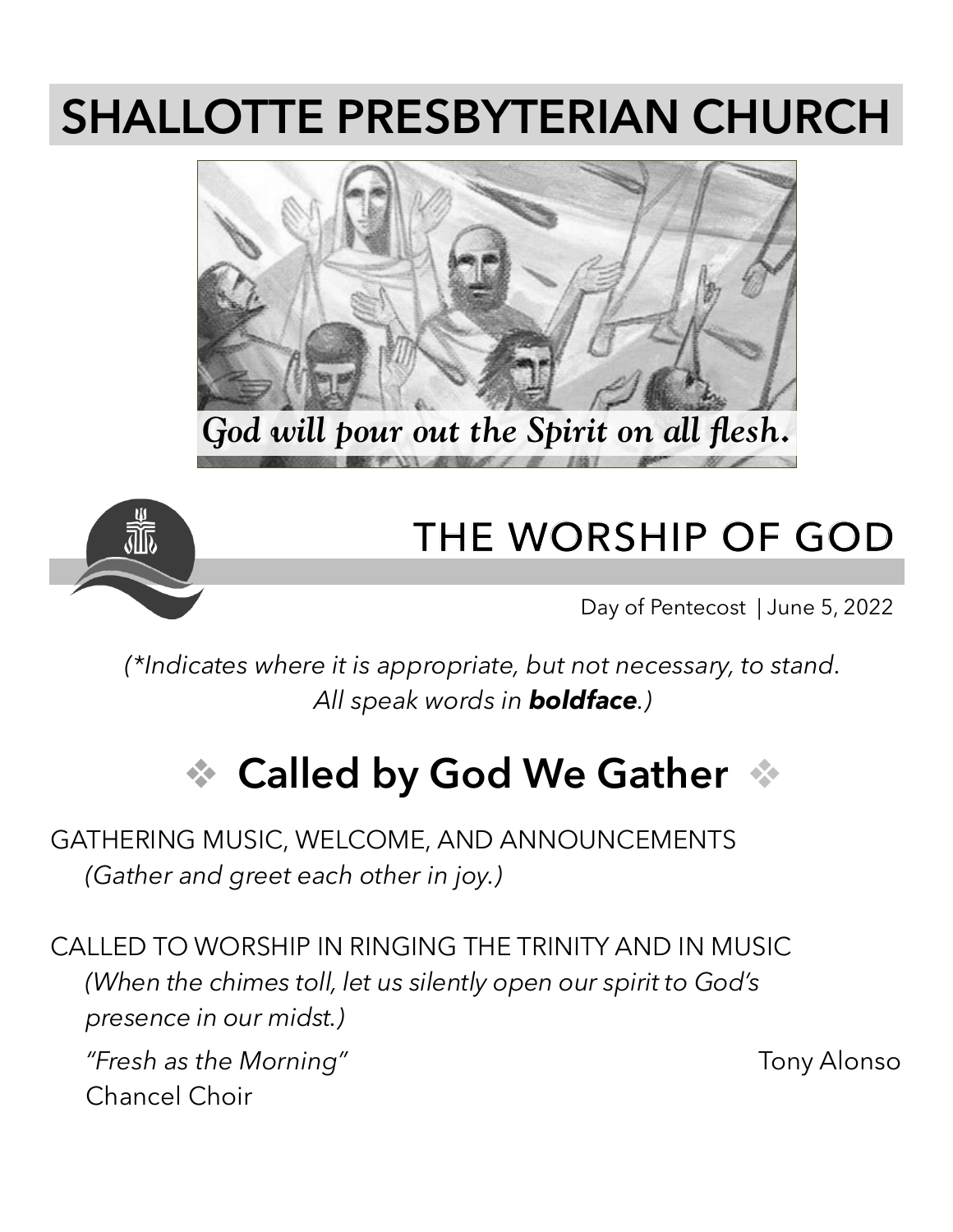# SHALLOTTE PRESBYTERIAN CHURCH

*God will pour out the Spirit on all flesh.*

## THE WORSHIP OF GOD

Day of Pentecost | June 5, 2022

*(\*Indicates where it is appropriate, but not necessary, to stand. All speak words in **boldface**.)*

## ❖ Called by God We Gather ❖

GATHERING MUSIC, WELCOME, AND ANNOUNCEMENTS
*(Gather and greet each other in joy.)*

CALLED TO WORSHIP IN RINGING THE TRINITY AND IN MUSIC
*(When the chimes toll, let us silently open our spirit to God's presence in our midst.)*

*"Fresh as the Morning"* Tony Alonso
Chancel Choir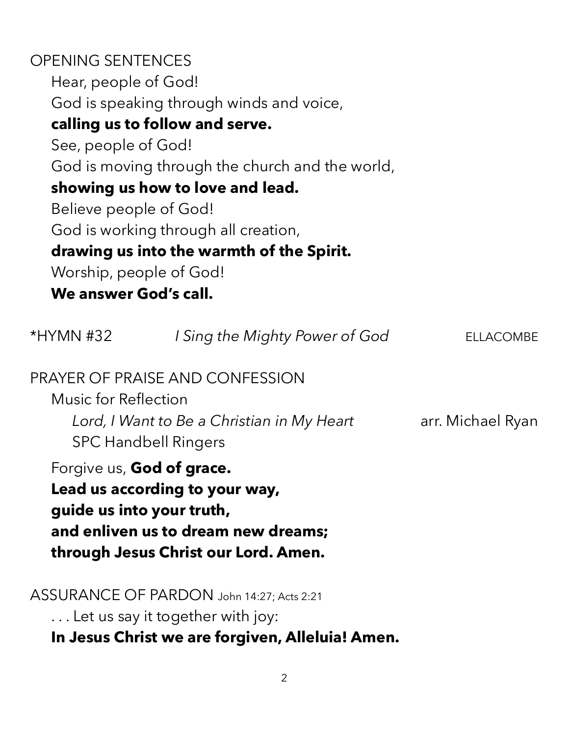OPENING SENTENCES

Hear, people of God!
God is speaking through winds and voice,
**calling us to follow and serve.**
See, people of God!
God is moving through the church and the world,
**showing us how to love and lead.**
Believe people of God!
God is working through all creation,
**drawing us into the warmth of the Spirit.**
Worship, people of God!
**We answer God's call.**

*HYMN #32 *I Sing the Mighty Power of God* ELLACOMBE

PRAYER OF PRAISE AND CONFESSION

Music for Reflection
*Lord, I Want to Be a Christian in My Heart* arr. Michael Ryan
SPC Handbell Ringers

Forgive us, **God of grace.**
**Lead us according to your way,**
**guide us into your truth,**
**and enliven us to dream new dreams;**
**through Jesus Christ our Lord. Amen.**

ASSURANCE OF PARDON John 14:27; Acts 2:21

. . . Let us say it together with joy:
**In Jesus Christ we are forgiven, Alleluia! Amen.**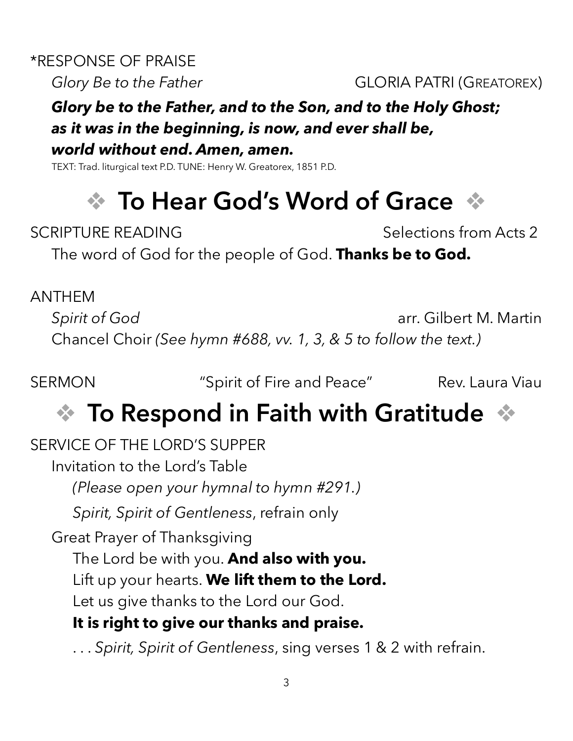*RESPONSE OF PRAISE

*Glory Be to the Father* GLORIA PATRI (GREATOREX)

***Glory be to the Father, and to the Son, and to the Holy Ghost;***
***as it was in the beginning, is now, and ever shall be,***
***world without end. Amen, amen.***

TEXT: Trad. liturgical text P.D. TUNE: Henry W. Greatorex, 1851 P.D.

## ❖ To Hear God's Word of Grace ❖

SCRIPTURE READING Selections from Acts 2

The word of God for the people of God. **Thanks be to God.**

ANTHEM

*Spirit of God* arr. Gilbert M. Martin

Chancel Choir *(See hymn #688, vv. 1, 3, & 5 to follow the text.)*

SERMON "Spirit of Fire and Peace" Rev. Laura Viau

## ❖ To Respond in Faith with Gratitude ❖

SERVICE OF THE LORD'S SUPPER

Invitation to the Lord's Table

*(Please open your hymnal to hymn #291.)*

*Spirit, Spirit of Gentleness*, refrain only

Great Prayer of Thanksgiving

The Lord be with you. **And also with you.**

Lift up your hearts. **We lift them to the Lord.**

Let us give thanks to the Lord our God.

**It is right to give our thanks and praise.**

. . . *Spirit, Spirit of Gentleness*, sing verses 1 & 2 with refrain.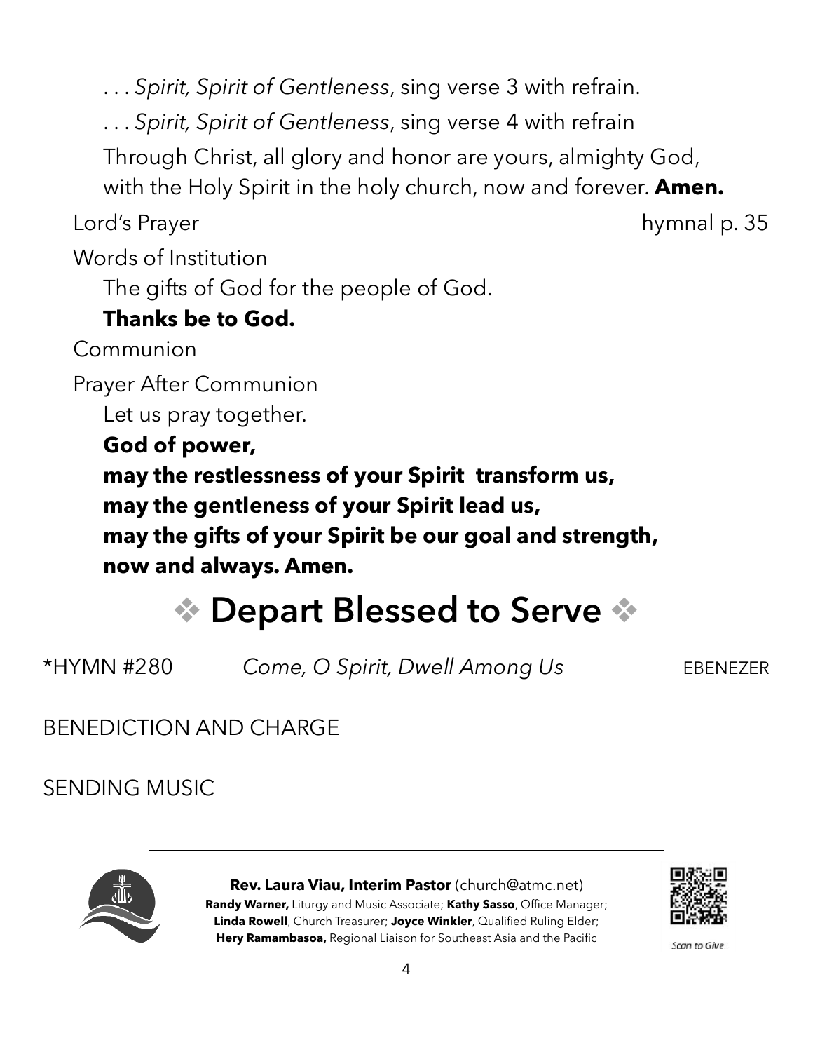. . . *Spirit, Spirit of Gentleness*, sing verse 3 with refrain.

. . . *Spirit, Spirit of Gentleness*, sing verse 4 with refrain

Through Christ, all glory and honor are yours, almighty God,
with the Holy Spirit in the holy church, now and forever. **Amen.**

Lord's Prayer hymnal p. 35

Words of Institution

The gifts of God for the people of God.

**Thanks be to God.**

Communion

Prayer After Communion

Let us pray together.

**God of power,**
**may the restlessness of your Spirit transform us,**
**may the gentleness of your Spirit lead us,**
**may the gifts of your Spirit be our goal and strength,**
**now and always. Amen.**

# ❖ Depart Blessed to Serve ❖

*HYMN #280 *Come, O Spirit, Dwell Among Us* EBENEZER

BENEDICTION AND CHARGE

SENDING MUSIC

---

**Rev. Laura Viau, Interim Pastor** (church@atmc.net)
**Randy Warner,** Liturgy and Music Associate; **Kathy Sasso**, Office Manager;
**Linda Rowell**, Church Treasurer; **Joyce Winkler**, Qualified Ruling Elder;
**Hery Ramambasoa,** Regional Liaison for Southeast Asia and the Pacific

Scan to Give